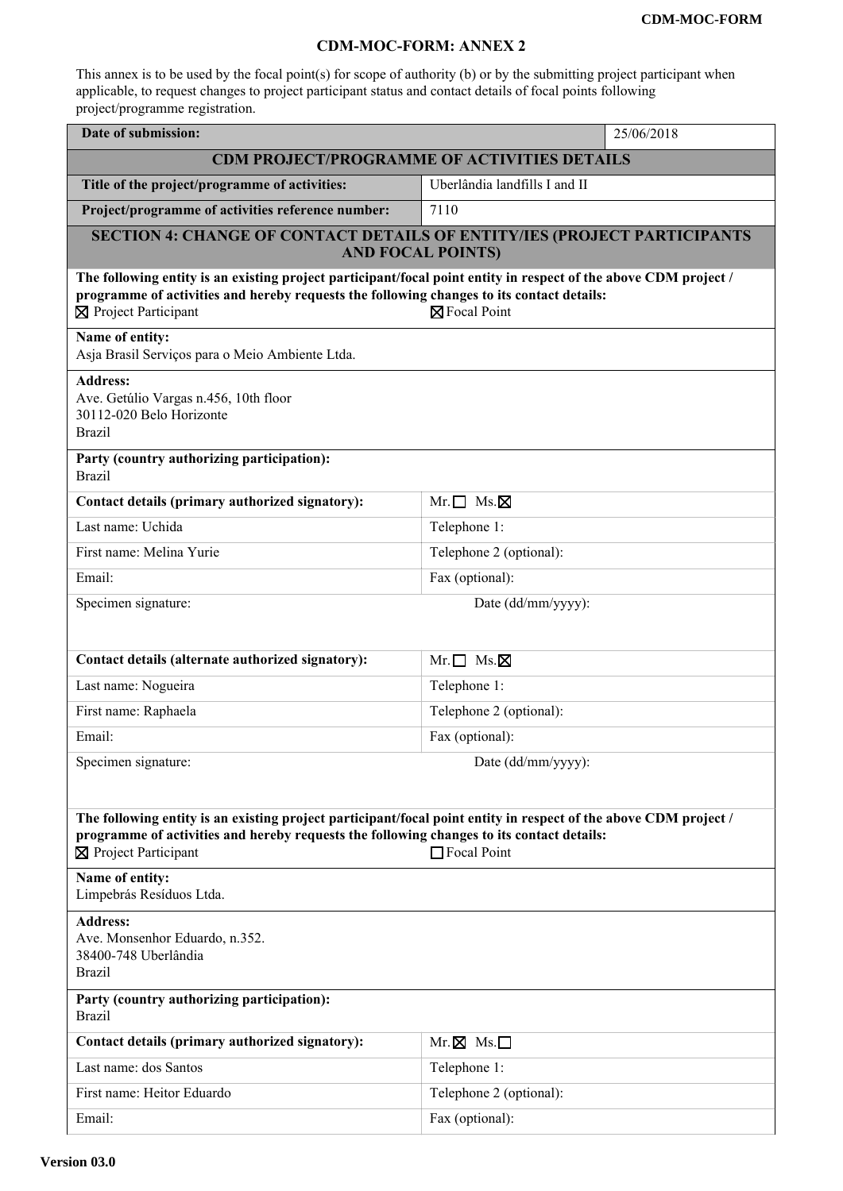# CDM-MOC-FORM: ANNEX 2

This annex is to be used by the focal point(s) for scope of authority (b) or by the submitting project participant when applicable, to request changes to project participant status and contact details of focal points following project/programme registration.

| **Date of submission:** | 25/06/2018 |
|---|---|

| **CDM PROJECT/PROGRAMME OF ACTIVITIES DETAILS** | |
|---|---|
| **Title of the project/programme of activities:** | Uberlândia landfills I and II |
| **Project/programme of activities reference number:** | 7110 |

## SECTION 4: CHANGE OF CONTACT DETAILS OF ENTITY/IES (PROJECT PARTICIPANTS AND FOCAL POINTS)

**The following entity is an existing project participant/focal point entity in respect of the above CDM project / programme of activities and hereby requests the following changes to its contact details:**

☒ Project Participant ☒ Focal Point

**Name of entity:**
Asja Brasil Serviços para o Meio Ambiente Ltda.

**Address:**
Ave. Getúlio Vargas n.456, 10th floor
30112-020 Belo Horizonte
Brazil

**Party (country authorizing participation):**
Brazil

| **Contact details (primary authorized signatory):** | Mr. ☐ Ms. ☒ |
|---|---|
| Last name: Uchida | Telephone 1: |
| First name: Melina Yurie | Telephone 2 (optional): |
| Email: | Fax (optional): |
| Specimen signature: | Date (dd/mm/yyyy): |

| **Contact details (alternate authorized signatory):** | Mr. ☐ Ms. ☒ |
|---|---|
| Last name: Nogueira | Telephone 1: |
| First name: Raphaela | Telephone 2 (optional): |
| Email: | Fax (optional): |
| Specimen signature: | Date (dd/mm/yyyy): |

**The following entity is an existing project participant/focal point entity in respect of the above CDM project / programme of activities and hereby requests the following changes to its contact details:**

☒ Project Participant ☐ Focal Point

**Name of entity:**
Limpebrás Resíduos Ltda.

**Address:**
Ave. Monsenhor Eduardo, n.352.
38400-748 Uberlândia
Brazil

**Party (country authorizing participation):**
Brazil

| **Contact details (primary authorized signatory):** | Mr. ☒ Ms. ☐ |
|---|---|
| Last name: dos Santos | Telephone 1: |
| First name: Heitor Eduardo | Telephone 2 (optional): |
| Email: | Fax (optional): |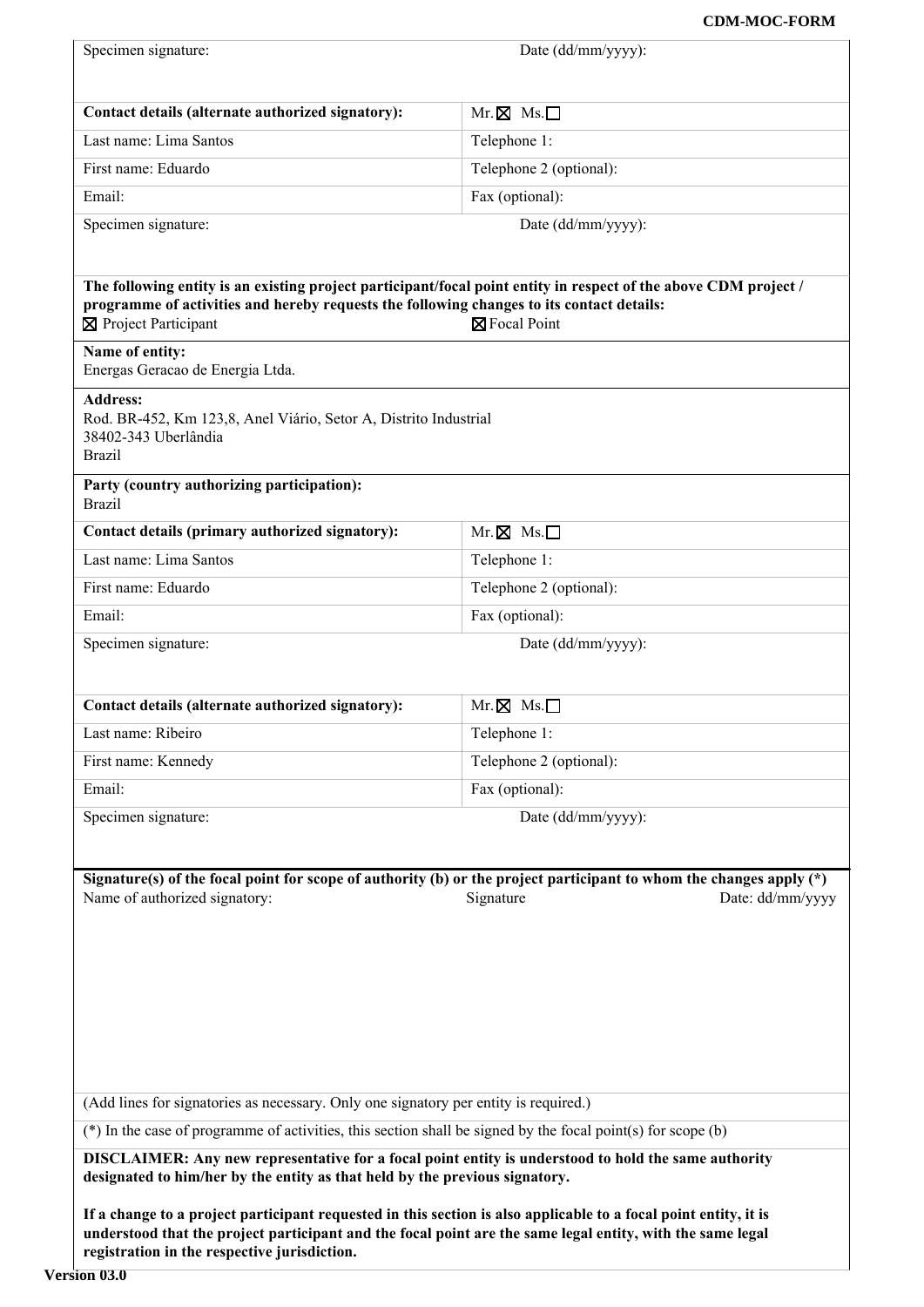| | |
|---|---|
| Specimen signature: | Date (dd/mm/yyyy): |
| **Contact details (alternate authorized signatory):** | Mr. ☒ Ms. ☐ |
| Last name: Lima Santos | Telephone 1: |
| First name: Eduardo | Telephone 2 (optional): |
| Email: | Fax (optional): |
| Specimen signature: | Date (dd/mm/yyyy): |

**The following entity is an existing project participant/focal point entity in respect of the above CDM project / programme of activities and hereby requests the following changes to its contact details:**

☒ Project Participant ☒ Focal Point

**Name of entity:**
Energas Geracao de Energia Ltda.

**Address:**
Rod. BR-452, Km 123,8, Anel Viário, Setor A, Distrito Industrial
38402-343 Uberlândia
Brazil

**Party (country authorizing participation):**
Brazil

| | |
|---|---|
| **Contact details (primary authorized signatory):** | Mr. ☒ Ms. ☐ |
| Last name: Lima Santos | Telephone 1: |
| First name: Eduardo | Telephone 2 (optional): |
| Email: | Fax (optional): |
| Specimen signature: | Date (dd/mm/yyyy): |
| **Contact details (alternate authorized signatory):** | Mr. ☒ Ms. ☐ |
| Last name: Ribeiro | Telephone 1: |
| First name: Kennedy | Telephone 2 (optional): |
| Email: | Fax (optional): |
| Specimen signature: | Date (dd/mm/yyyy): |

**Signature(s) of the focal point for scope of authority (b) or the project participant to whom the changes apply (*)**

| Name of authorized signatory: | Signature | Date: dd/mm/yyyy |
|---|---|---|
| | | |

(Add lines for signatories as necessary. Only one signatory per entity is required.)

(*) In the case of programme of activities, this section shall be signed by the focal point(s) for scope (b)

**DISCLAIMER: Any new representative for a focal point entity is understood to hold the same authority designated to him/her by the entity as that held by the previous signatory.**

**If a change to a project participant requested in this section is also applicable to a focal point entity, it is understood that the project participant and the focal point are the same legal entity, with the same legal registration in the respective jurisdiction.**